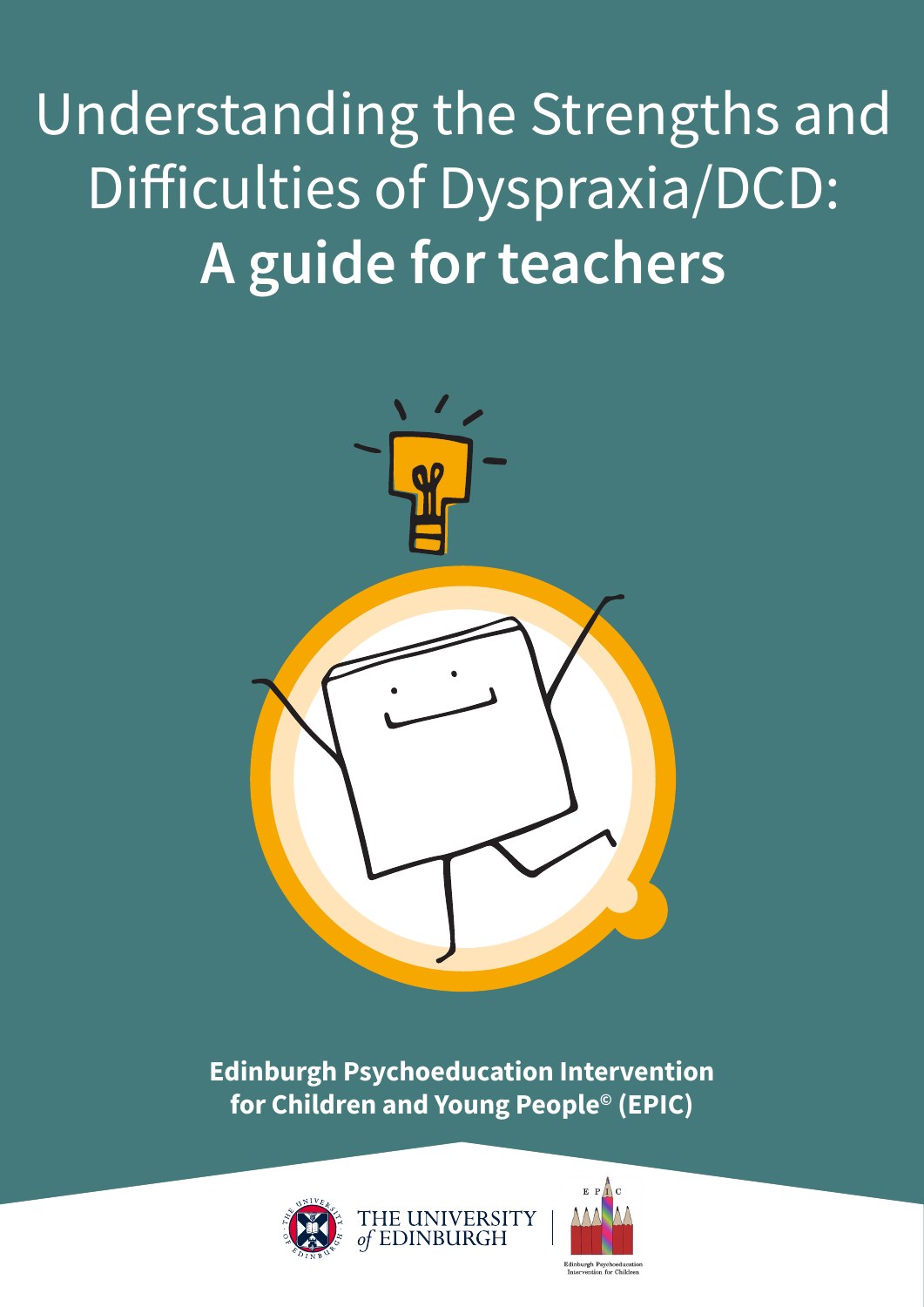# Understanding the Strengths and Difficulties of Dyspraxia/DCD: **A guide for teachers**

**Edinburgh Psychoeducation Intervention for Children and Young People© (EPIC)**

THE UNIVERSITY of EDINBURGH

EPIC

Edinburgh Psychoeducation Intervention for Children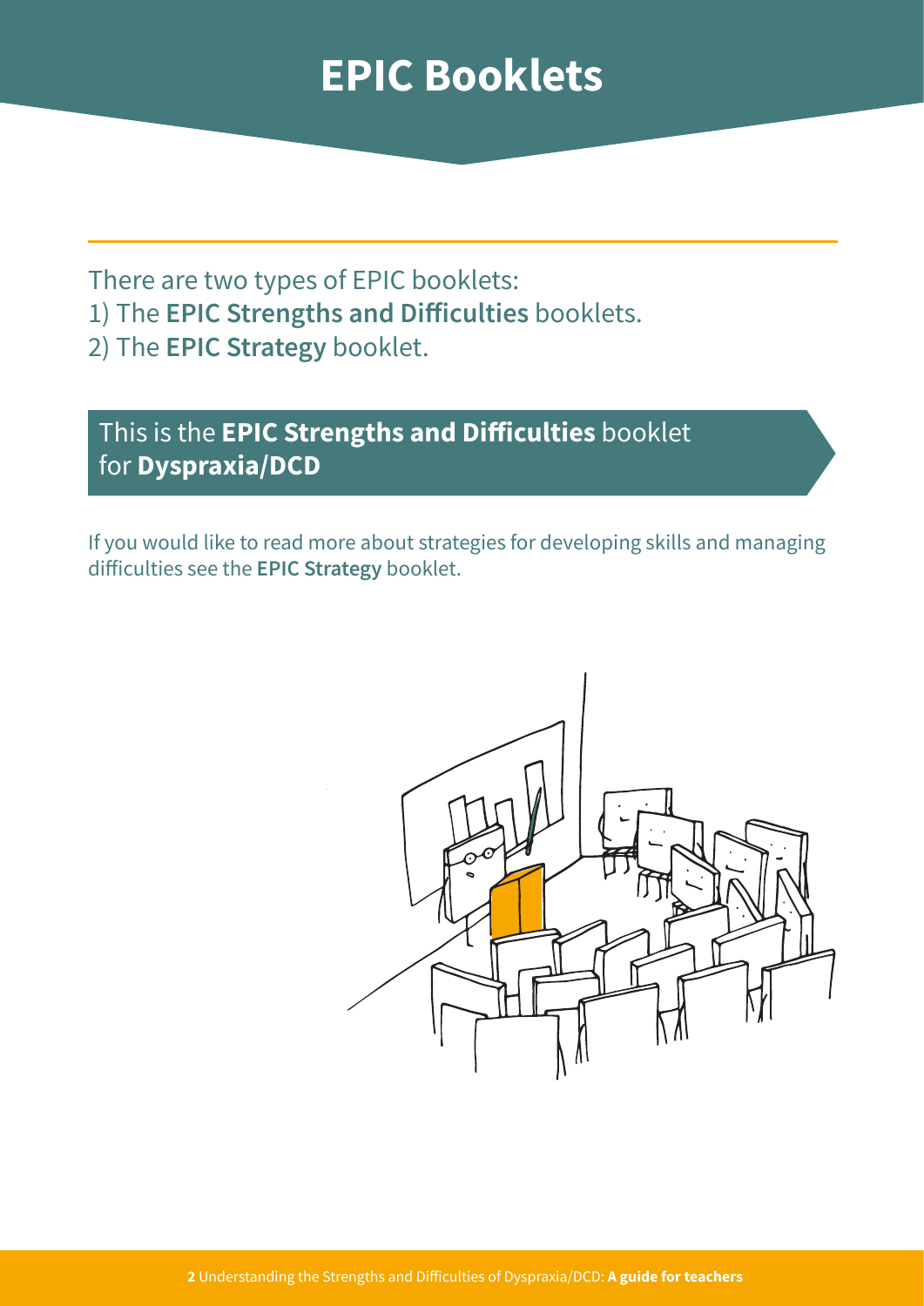# EPIC Booklets

There are two types of EPIC booklets:
1) The **EPIC Strengths and Difficulties** booklets.
2) The **EPIC Strategy** booklet.

## This is the **EPIC Strengths and Difficulties** booklet for **Dyspraxia/DCD**

If you would like to read more about strategies for developing skills and managing difficulties see the **EPIC Strategy** booklet.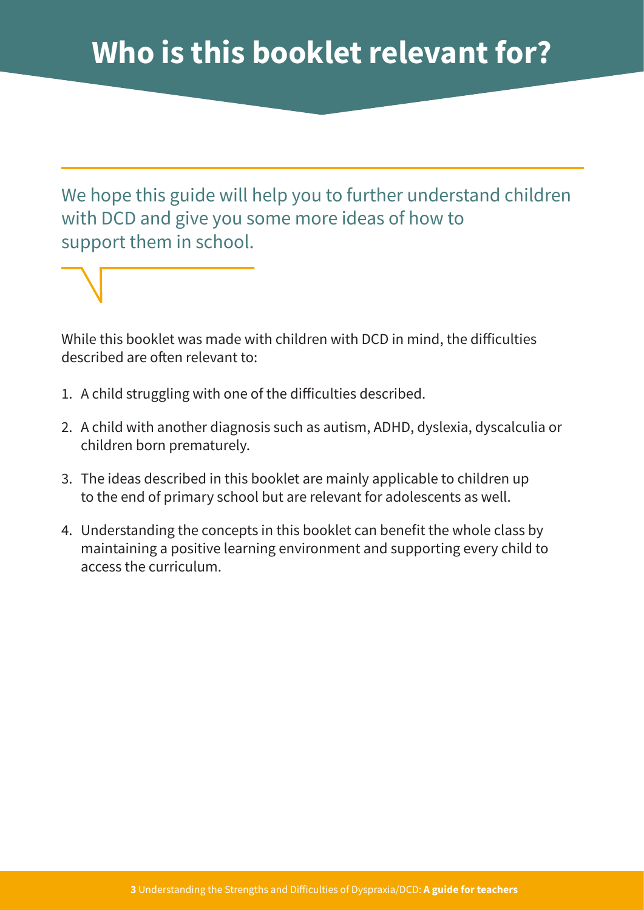# Who is this booklet relevant for?

We hope this guide will help you to further understand children with DCD and give you some more ideas of how to support them in school.

While this booklet was made with children with DCD in mind, the difficulties described are often relevant to:

1. A child struggling with one of the difficulties described.
2. A child with another diagnosis such as autism, ADHD, dyslexia, dyscalculia or children born prematurely.
3. The ideas described in this booklet are mainly applicable to children up to the end of primary school but are relevant for adolescents as well.
4. Understanding the concepts in this booklet can benefit the whole class by maintaining a positive learning environment and supporting every child to access the curriculum.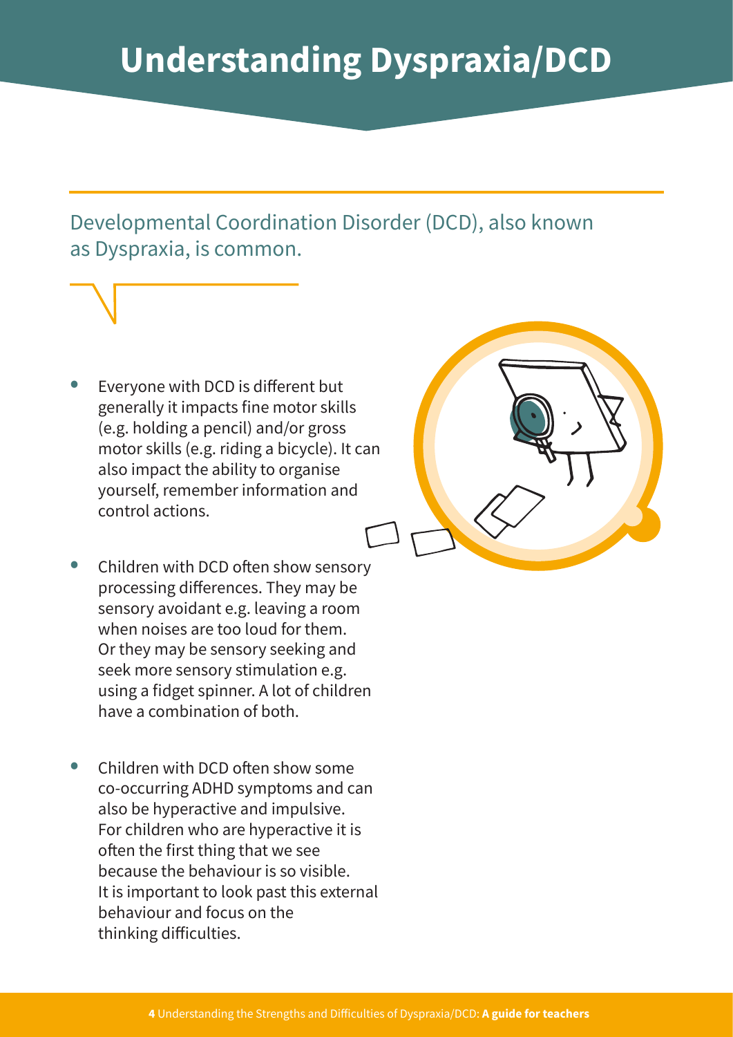# Understanding Dyspraxia/DCD

Developmental Coordination Disorder (DCD), also known as Dyspraxia, is common.

- Everyone with DCD is different but generally it impacts fine motor skills (e.g. holding a pencil) and/or gross motor skills (e.g. riding a bicycle). It can also impact the ability to organise yourself, remember information and control actions.

- Children with DCD often show sensory processing differences. They may be sensory avoidant e.g. leaving a room when noises are too loud for them. Or they may be sensory seeking and seek more sensory stimulation e.g. using a fidget spinner. A lot of children have a combination of both.

- Children with DCD often show some co-occurring ADHD symptoms and can also be hyperactive and impulsive. For children who are hyperactive it is often the first thing that we see because the behaviour is so visible. It is important to look past this external behaviour and focus on the thinking difficulties.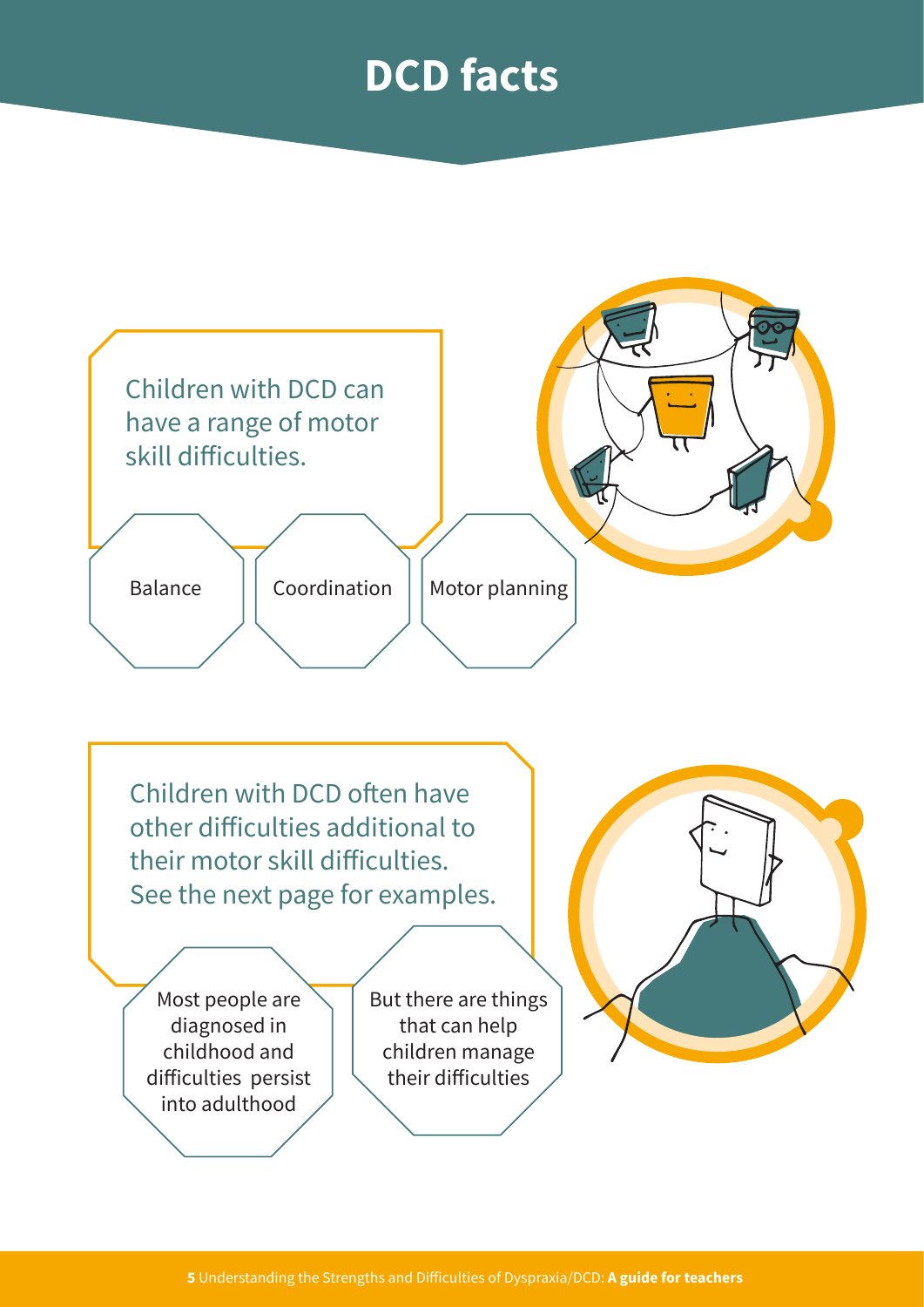# DCD facts

Children with DCD can have a range of motor skill difficulties.

- Balance
- Coordination
- Motor planning

Children with DCD often have other difficulties additional to their motor skill difficulties. See the next page for examples.

- Most people are diagnosed in childhood and difficulties persist into adulthood
- But there are things that can help children manage their difficulties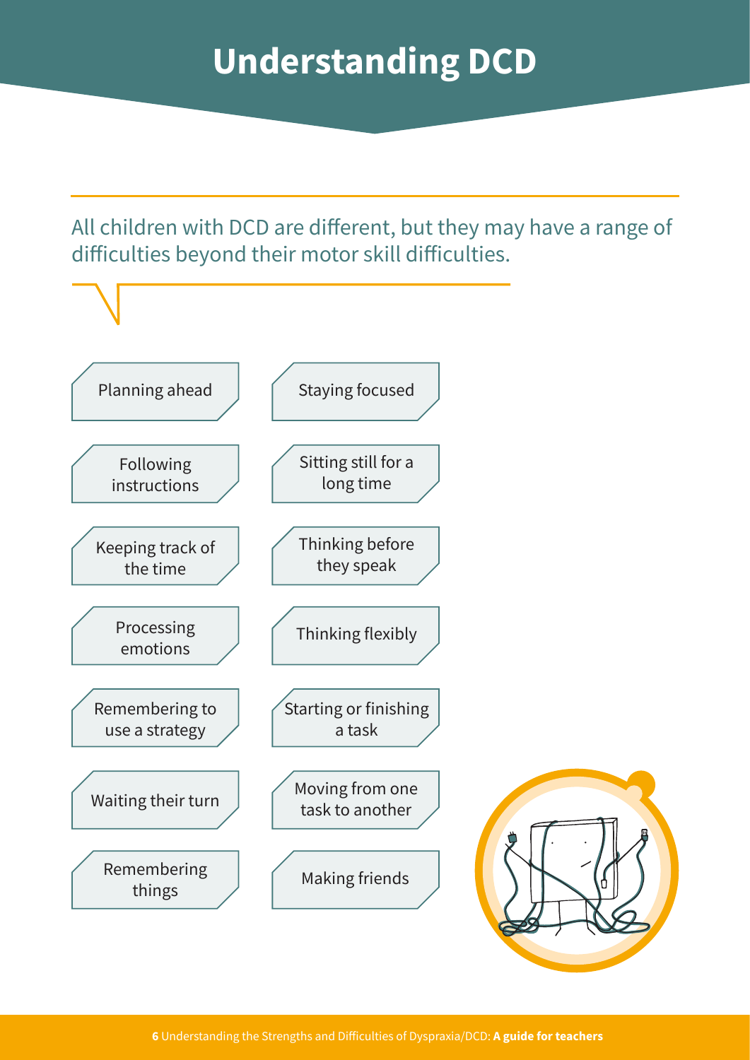# Understanding DCD

All children with DCD are different, but they may have a range of difficulties beyond their motor skill difficulties.

- Planning ahead
- Staying focused
- Following instructions
- Sitting still for a long time
- Keeping track of the time
- Thinking before they speak
- Processing emotions
- Thinking flexibly
- Remembering to use a strategy
- Starting or finishing a task
- Waiting their turn
- Moving from one task to another
- Remembering things
- Making friends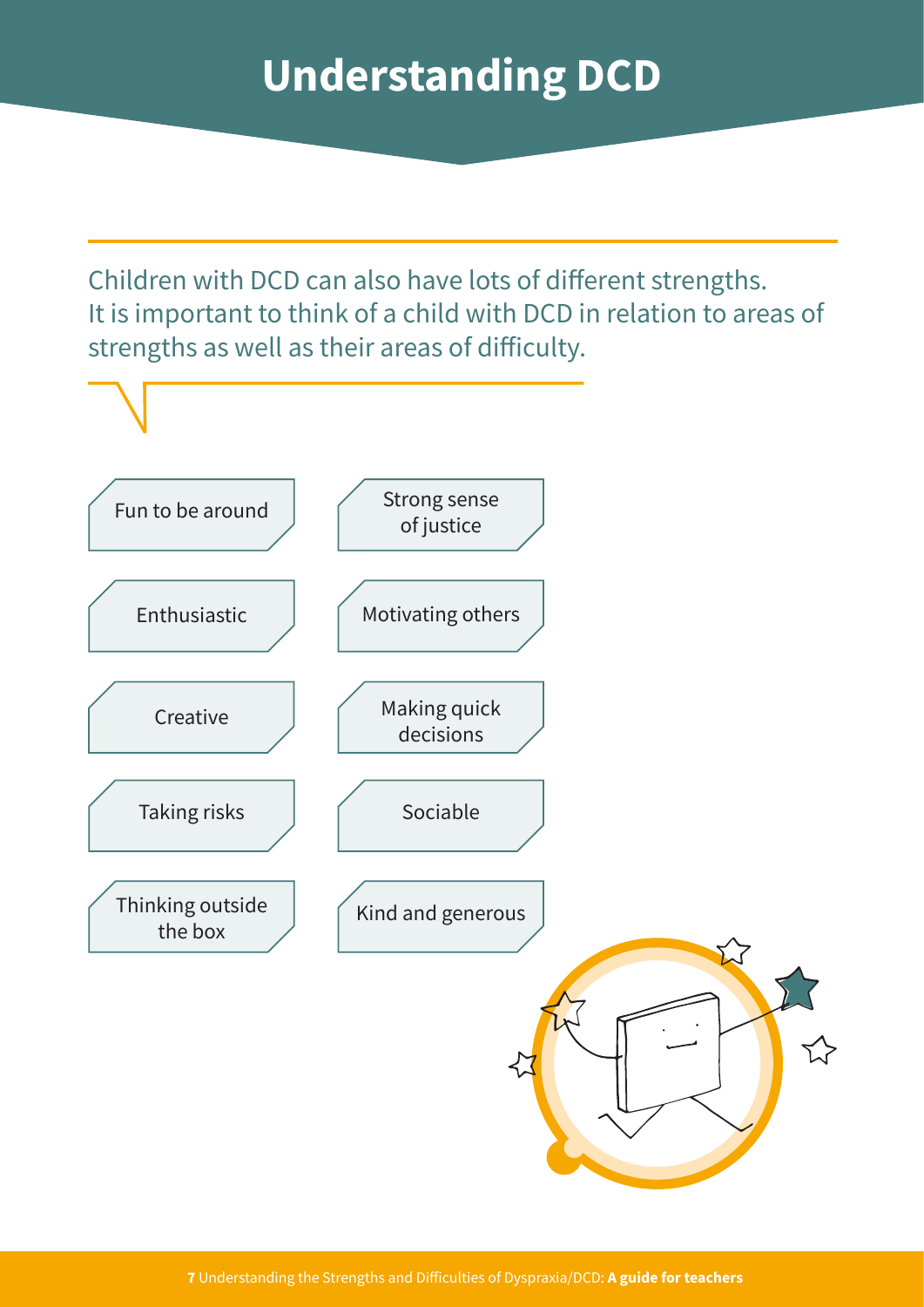# Understanding DCD

Children with DCD can also have lots of different strengths. It is important to think of a child with DCD in relation to areas of strengths as well as their areas of difficulty.

- Fun to be around
- Strong sense of justice
- Enthusiastic
- Motivating others
- Creative
- Making quick decisions
- Taking risks
- Sociable
- Thinking outside the box
- Kind and generous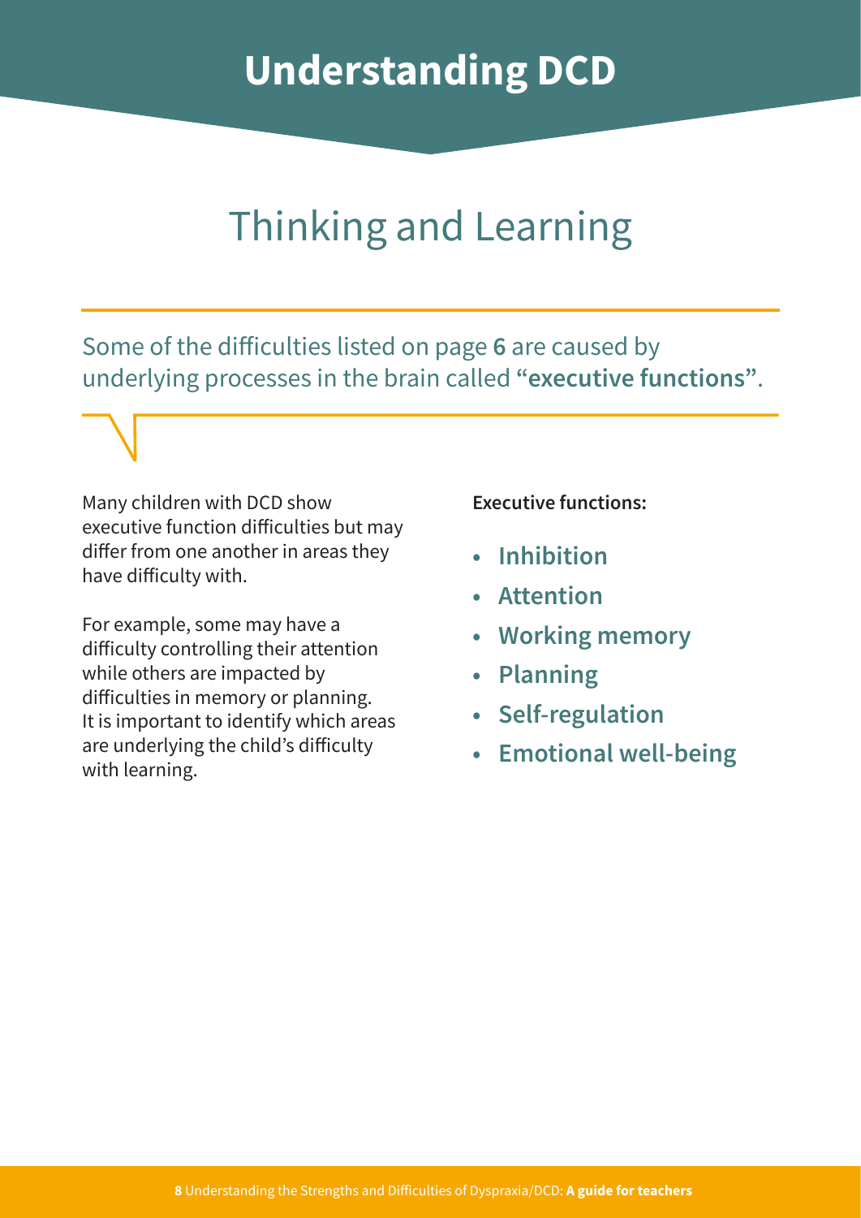# Understanding DCD

## Thinking and Learning

Some of the difficulties listed on page **6** are caused by underlying processes in the brain called "**executive functions**".

Many children with DCD show executive function difficulties but may differ from one another in areas they have difficulty with.

For example, some may have a difficulty controlling their attention while others are impacted by difficulties in memory or planning. It is important to identify which areas are underlying the child's difficulty with learning.

**Executive functions:**

- **Inhibition**
- **Attention**
- **Working memory**
- **Planning**
- **Self-regulation**
- **Emotional well-being**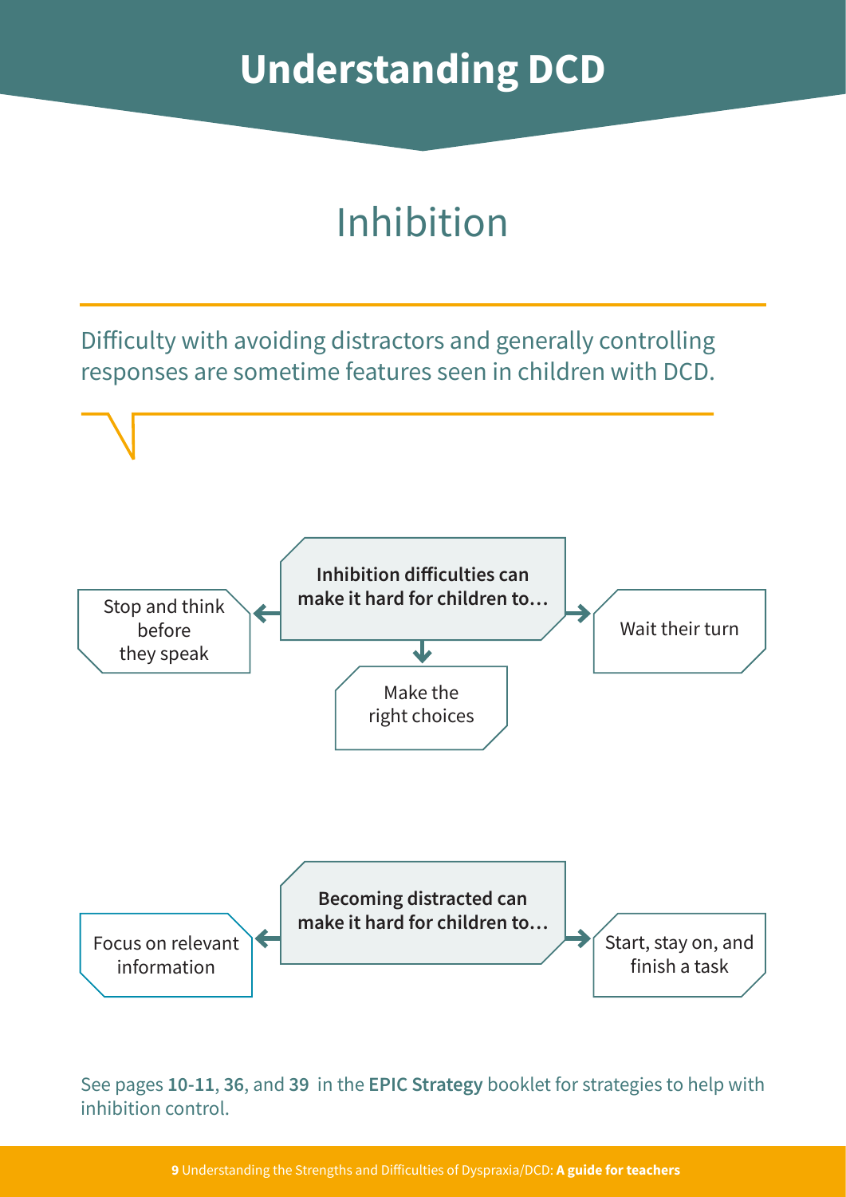# Understanding DCD

## Inhibition

Difficulty with avoiding distractors and generally controlling responses are sometime features seen in children with DCD.

**Inhibition difficulties can make it hard for children to…**

- Stop and think before they speak
- Wait their turn
- Make the right choices

**Becoming distracted can make it hard for children to…**

- Focus on relevant information
- Start, stay on, and finish a task

See pages **10-11**, **36**, and **39** in the **EPIC Strategy** booklet for strategies to help with inhibition control.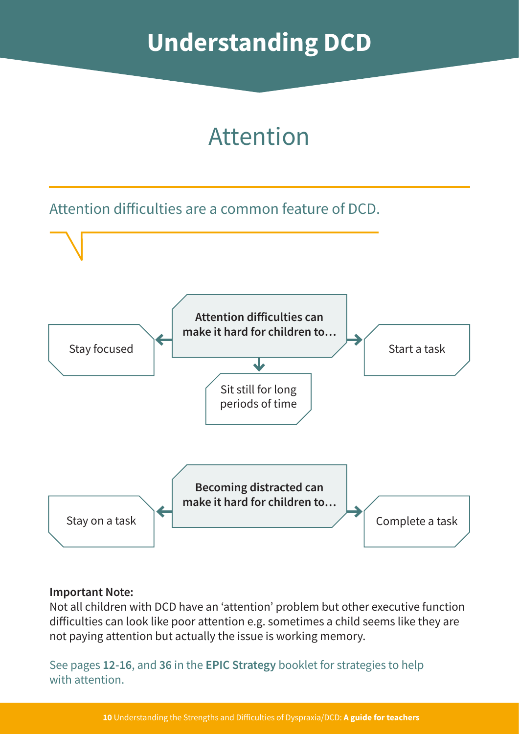# Understanding DCD

## Attention

Attention difficulties are a common feature of DCD.

**Attention difficulties can make it hard for children to…**

- Stay focused
- Start a task
- Sit still for long periods of time

**Becoming distracted can make it hard for children to…**

- Stay on a task
- Complete a task

**Important Note:**
Not all children with DCD have an 'attention' problem but other executive function difficulties can look like poor attention e.g. sometimes a child seems like they are not paying attention but actually the issue is working memory.

See pages **12-16**, and **36** in the **EPIC Strategy** booklet for strategies to help with attention.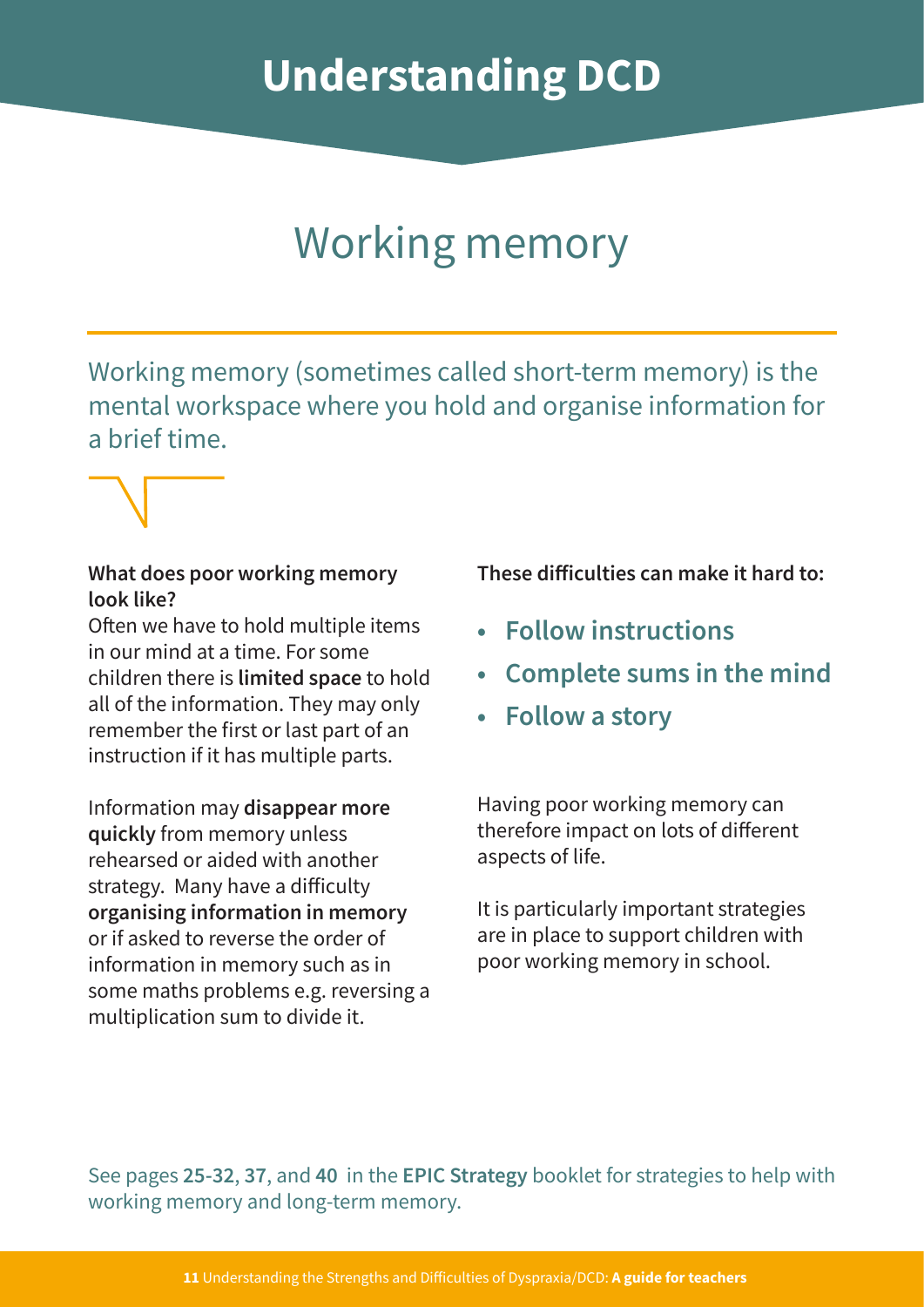# Understanding DCD

## Working memory

Working memory (sometimes called short-term memory) is the mental workspace where you hold and organise information for a brief time.

**What does poor working memory look like?**

Often we have to hold multiple items in our mind at a time. For some children there is **limited space** to hold all of the information. They may only remember the first or last part of an instruction if it has multiple parts.

Information may **disappear more quickly** from memory unless rehearsed or aided with another strategy. Many have a difficulty **organising information in memory** or if asked to reverse the order of information in memory such as in some maths problems e.g. reversing a multiplication sum to divide it.

**These difficulties can make it hard to:**

- **Follow instructions**
- **Complete sums in the mind**
- **Follow a story**

Having poor working memory can therefore impact on lots of different aspects of life.

It is particularly important strategies are in place to support children with poor working memory in school.

See pages **25-32**, **37**, and **40** in the **EPIC Strategy** booklet for strategies to help with working memory and long-term memory.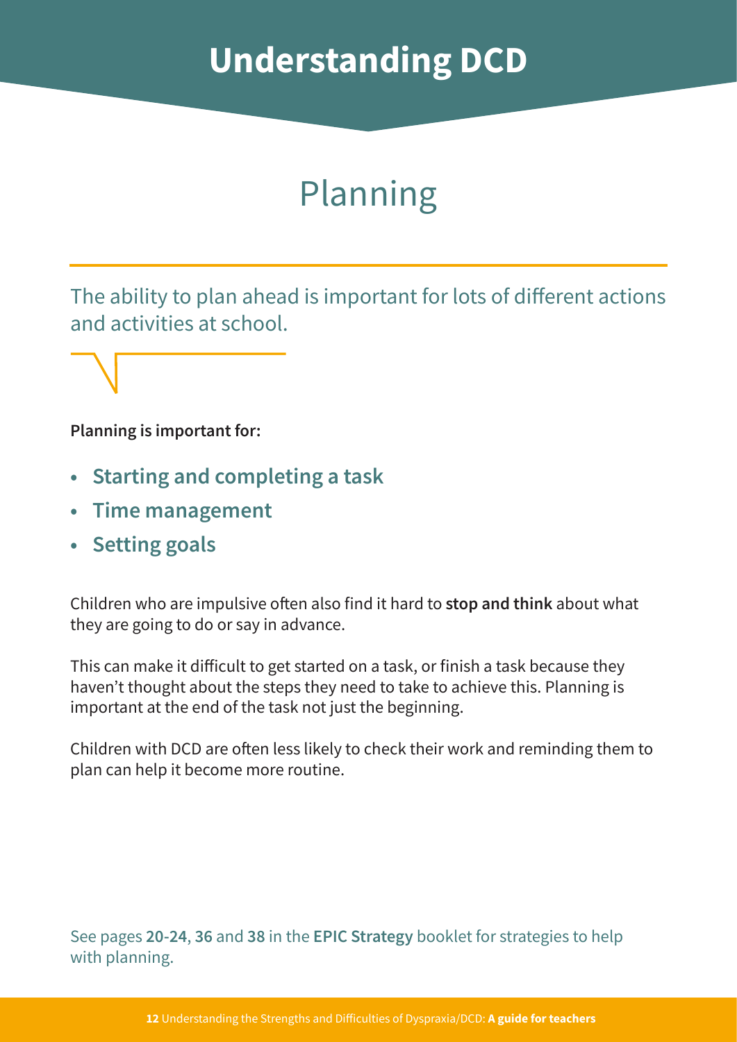# Understanding DCD

## Planning

The ability to plan ahead is important for lots of different actions and activities at school.

**Planning is important for:**

- **Starting and completing a task**
- **Time management**
- **Setting goals**

Children who are impulsive often also find it hard to **stop and think** about what they are going to do or say in advance.

This can make it difficult to get started on a task, or finish a task because they haven't thought about the steps they need to take to achieve this. Planning is important at the end of the task not just the beginning.

Children with DCD are often less likely to check their work and reminding them to plan can help it become more routine.

See pages **20-24**, **36** and **38** in the **EPIC Strategy** booklet for strategies to help with planning.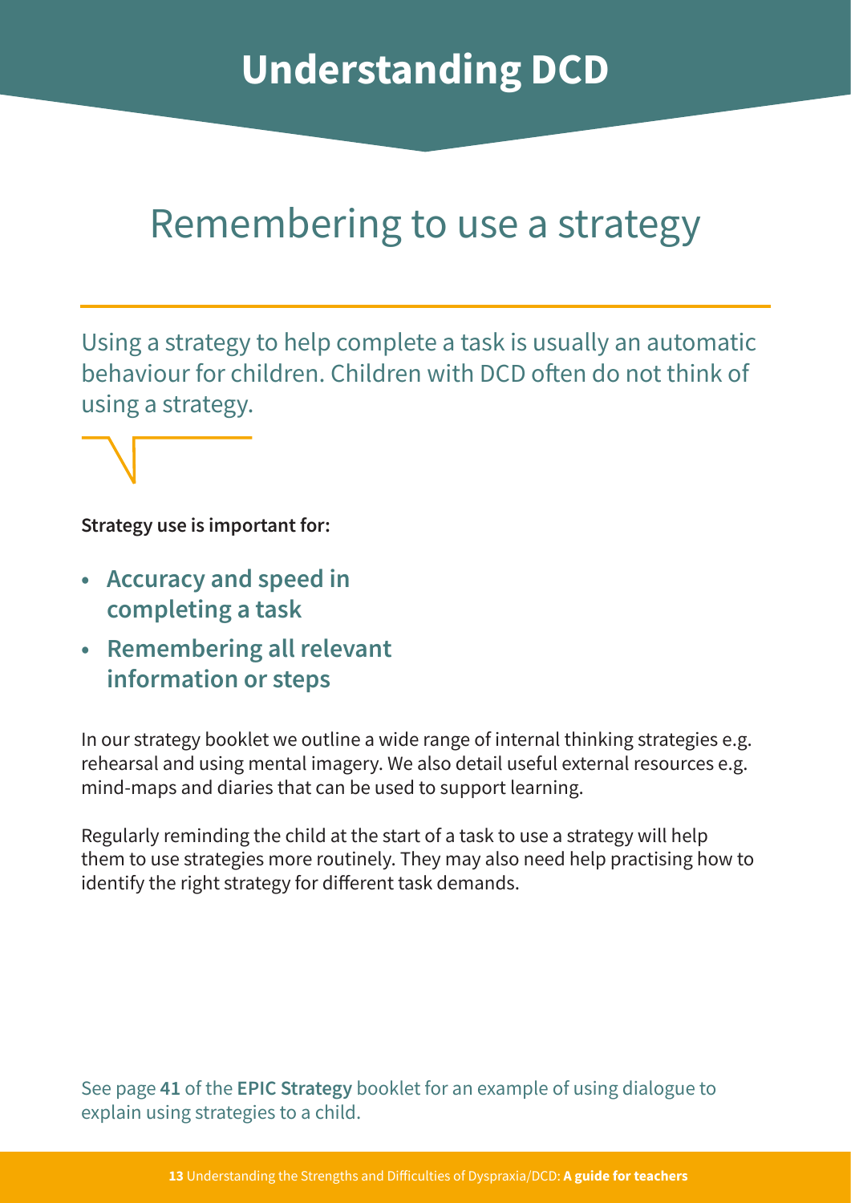# Understanding DCD

## Remembering to use a strategy

Using a strategy to help complete a task is usually an automatic behaviour for children. Children with DCD often do not think of using a strategy.

**Strategy use is important for:**

- **Accuracy and speed in completing a task**
- **Remembering all relevant information or steps**

In our strategy booklet we outline a wide range of internal thinking strategies e.g. rehearsal and using mental imagery. We also detail useful external resources e.g. mind-maps and diaries that can be used to support learning.

Regularly reminding the child at the start of a task to use a strategy will help them to use strategies more routinely. They may also need help practising how to identify the right strategy for different task demands.

See page **41** of the **EPIC Strategy** booklet for an example of using dialogue to explain using strategies to a child.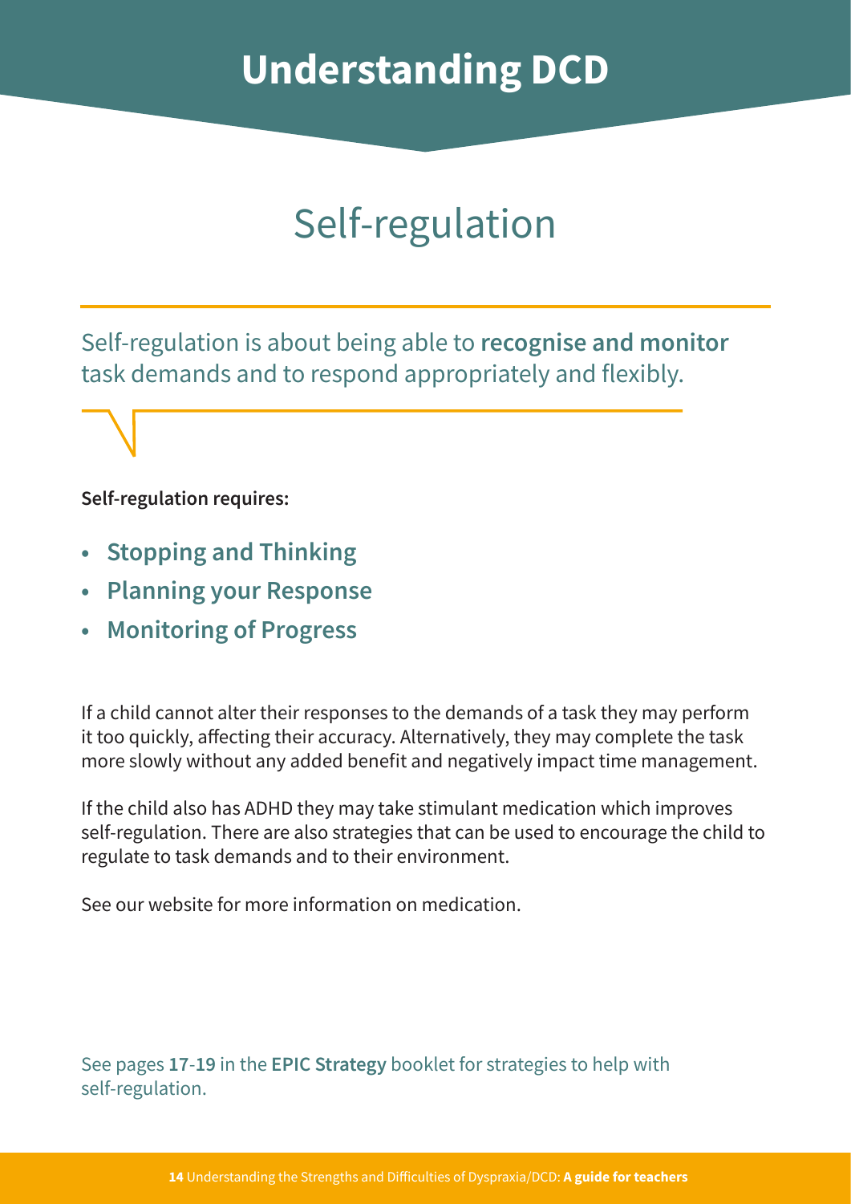# Understanding DCD

## Self-regulation

Self-regulation is about being able to **recognise and monitor** task demands and to respond appropriately and flexibly.

**Self-regulation requires:**

- **Stopping and Thinking**
- **Planning your Response**
- **Monitoring of Progress**

If a child cannot alter their responses to the demands of a task they may perform it too quickly, affecting their accuracy. Alternatively, they may complete the task more slowly without any added benefit and negatively impact time management.

If the child also has ADHD they may take stimulant medication which improves self-regulation. There are also strategies that can be used to encourage the child to regulate to task demands and to their environment.

See our website for more information on medication.

See pages **17**-**19** in the **EPIC Strategy** booklet for strategies to help with self-regulation.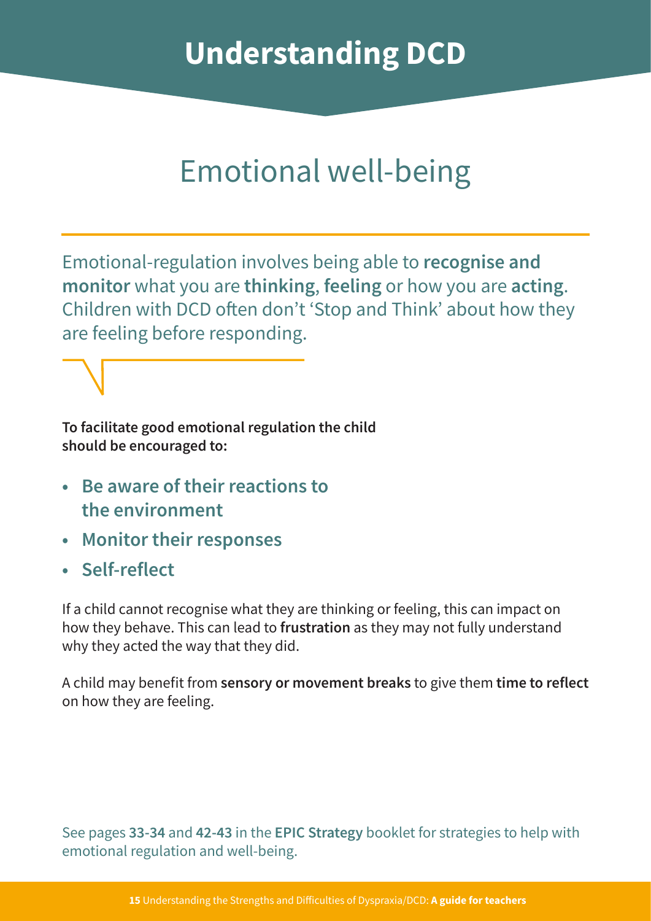# Understanding DCD

## Emotional well-being

Emotional-regulation involves being able to **recognise and monitor** what you are **thinking**, **feeling** or how you are **acting**. Children with DCD often don't 'Stop and Think' about how they are feeling before responding.

**To facilitate good emotional regulation the child should be encouraged to:**

- **Be aware of their reactions to the environment**
- **Monitor their responses**
- **Self-reflect**

If a child cannot recognise what they are thinking or feeling, this can impact on how they behave. This can lead to **frustration** as they may not fully understand why they acted the way that they did.

A child may benefit from **sensory or movement breaks** to give them **time to reflect** on how they are feeling.

See pages **33-34** and **42-43** in the **EPIC Strategy** booklet for strategies to help with emotional regulation and well-being.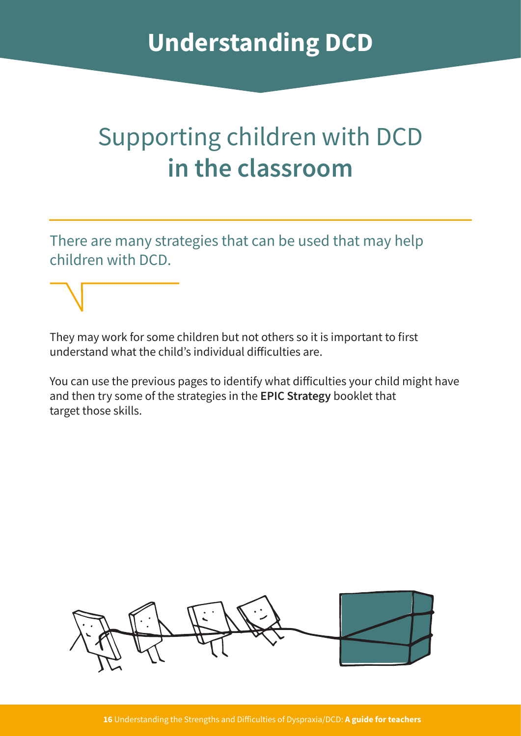# Understanding DCD

## Supporting children with DCD **in the classroom**

There are many strategies that can be used that may help children with DCD.

They may work for some children but not others so it is important to first understand what the child's individual difficulties are.

You can use the previous pages to identify what difficulties your child might have and then try some of the strategies in the **EPIC Strategy** booklet that target those skills.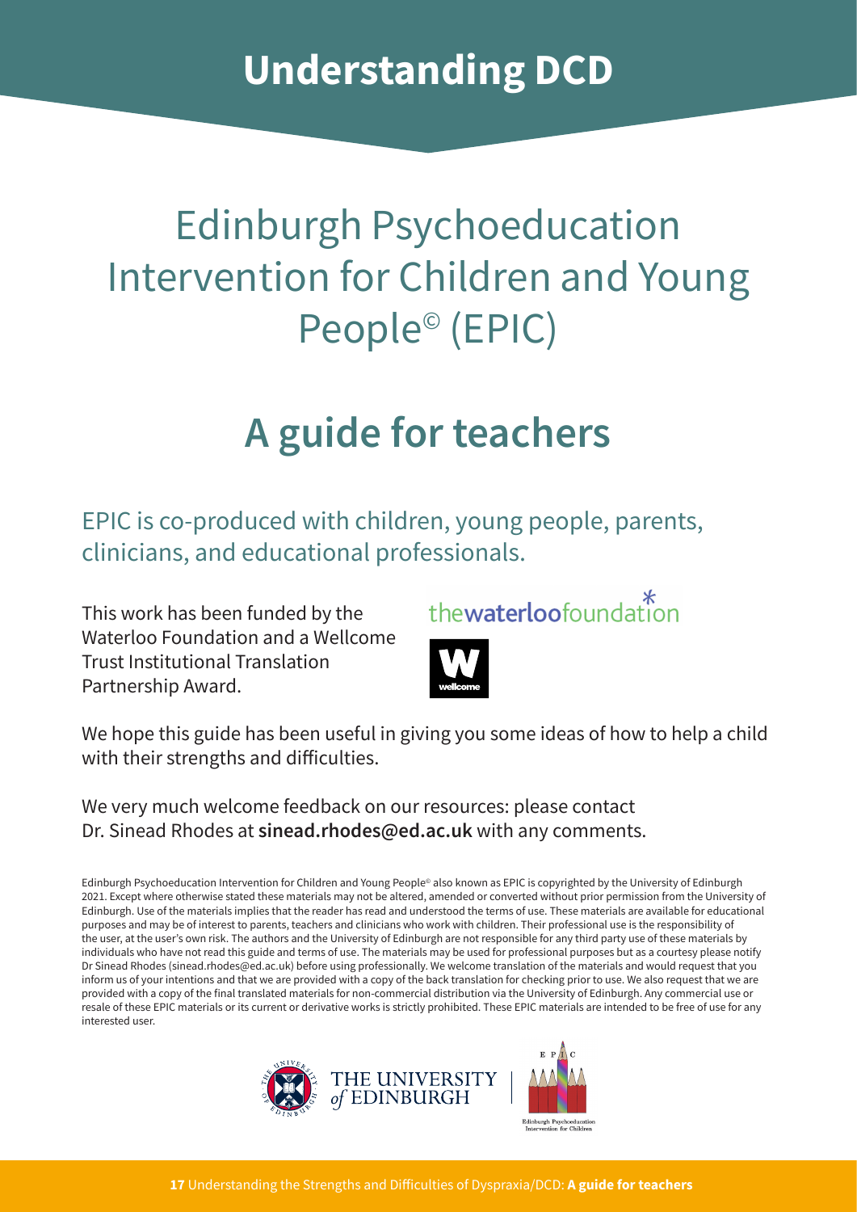# Understanding DCD

## Edinburgh Psychoeducation Intervention for Children and Young People© (EPIC)

# A guide for teachers

EPIC is co-produced with children, young people, parents, clinicians, and educational professionals.

This work has been funded by the Waterloo Foundation and a Wellcome Trust Institutional Translation Partnership Award.

We hope this guide has been useful in giving you some ideas of how to help a child with their strengths and difficulties.

We very much welcome feedback on our resources: please contact Dr. Sinead Rhodes at **sinead.rhodes@ed.ac.uk** with any comments.

Edinburgh Psychoeducation Intervention for Children and Young People© also known as EPIC is copyrighted by the University of Edinburgh 2021. Except where otherwise stated these materials may not be altered, amended or converted without prior permission from the University of Edinburgh. Use of the materials implies that the reader has read and understood the terms of use. These materials are available for educational purposes and may be of interest to parents, teachers and clinicians who work with children. Their professional use is the responsibility of the user, at the user's own risk. The authors and the University of Edinburgh are not responsible for any third party use of these materials by individuals who have not read this guide and terms of use. The materials may be used for professional purposes but as a courtesy please notify Dr Sinead Rhodes (sinead.rhodes@ed.ac.uk) before using professionally. We welcome translation of the materials and would request that you inform us of your intentions and that we are provided with a copy of the back translation for checking prior to use. We also request that we are provided with a copy of the final translated materials for non-commercial distribution via the University of Edinburgh. Any commercial use or resale of these EPIC materials or its current or derivative works is strictly prohibited. These EPIC materials are intended to be free of use for any interested user.